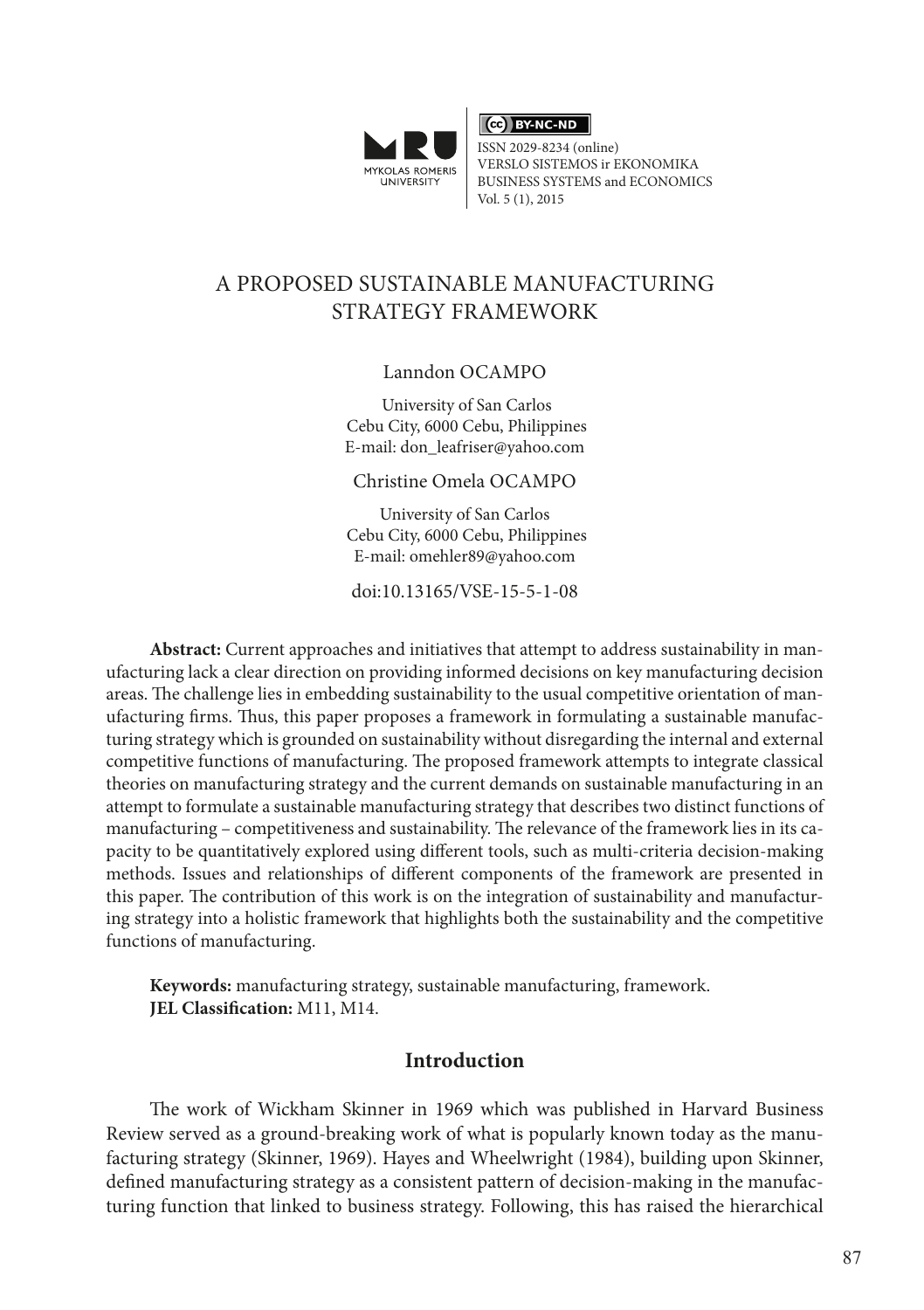# A PROPOSED SUSTAINABLE MANUFACTURING STRATEGY FRAMEWORK

Lanndon OCAMPO

University of San Carlos
Cebu City, 6000 Cebu, Philippines
E-mail: don_leafriser@yahoo.com

Christine Omela OCAMPO

University of San Carlos
Cebu City, 6000 Cebu, Philippines
E-mail: omehler89@yahoo.com

doi:10.13165/VSE-15-5-1-08

**Abstract:** Current approaches and initiatives that attempt to address sustainability in manufacturing lack a clear direction on providing informed decisions on key manufacturing decision areas. The challenge lies in embedding sustainability to the usual competitive orientation of manufacturing firms. Thus, this paper proposes a framework in formulating a sustainable manufacturing strategy which is grounded on sustainability without disregarding the internal and external competitive functions of manufacturing. The proposed framework attempts to integrate classical theories on manufacturing strategy and the current demands on sustainable manufacturing in an attempt to formulate a sustainable manufacturing strategy that describes two distinct functions of manufacturing – competitiveness and sustainability. The relevance of the framework lies in its capacity to be quantitatively explored using different tools, such as multi-criteria decision-making methods. Issues and relationships of different components of the framework are presented in this paper. The contribution of this work is on the integration of sustainability and manufacturing strategy into a holistic framework that highlights both the sustainability and the competitive functions of manufacturing.

**Keywords:** manufacturing strategy, sustainable manufacturing, framework.
**JEL Classification:** M11, M14.

## Introduction

The work of Wickham Skinner in 1969 which was published in Harvard Business Review served as a ground-breaking work of what is popularly known today as the manufacturing strategy (Skinner, 1969). Hayes and Wheelwright (1984), building upon Skinner, defined manufacturing strategy as a consistent pattern of decision-making in the manufacturing function that linked to business strategy. Following, this has raised the hierarchical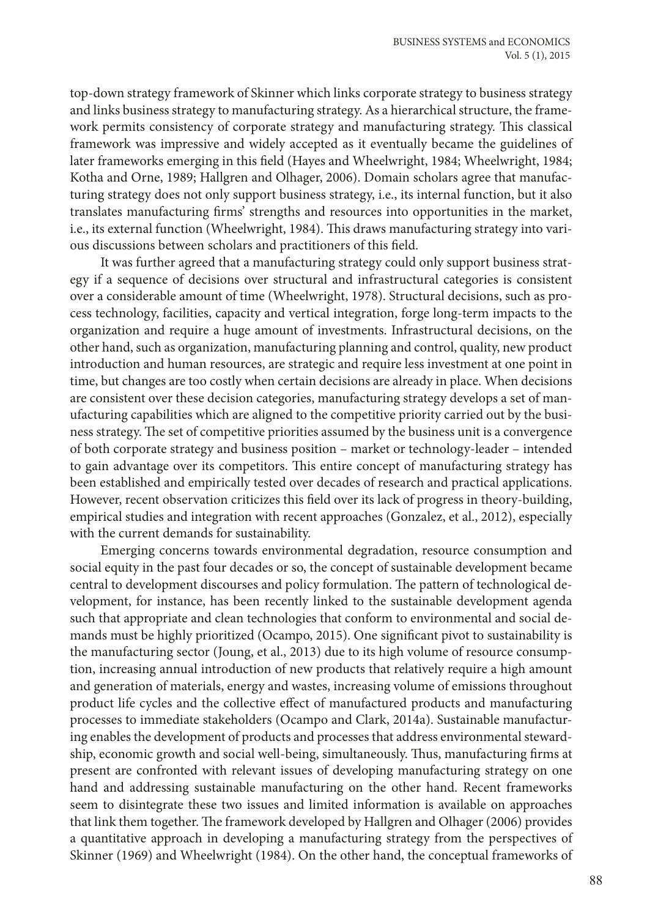top-down strategy framework of Skinner which links corporate strategy to business strategy and links business strategy to manufacturing strategy. As a hierarchical structure, the framework permits consistency of corporate strategy and manufacturing strategy. This classical framework was impressive and widely accepted as it eventually became the guidelines of later frameworks emerging in this field (Hayes and Wheelwright, 1984; Wheelwright, 1984; Kotha and Orne, 1989; Hallgren and Olhager, 2006). Domain scholars agree that manufacturing strategy does not only support business strategy, i.e., its internal function, but it also translates manufacturing firms' strengths and resources into opportunities in the market, i.e., its external function (Wheelwright, 1984). This draws manufacturing strategy into various discussions between scholars and practitioners of this field.

It was further agreed that a manufacturing strategy could only support business strategy if a sequence of decisions over structural and infrastructural categories is consistent over a considerable amount of time (Wheelwright, 1978). Structural decisions, such as process technology, facilities, capacity and vertical integration, forge long-term impacts to the organization and require a huge amount of investments. Infrastructural decisions, on the other hand, such as organization, manufacturing planning and control, quality, new product introduction and human resources, are strategic and require less investment at one point in time, but changes are too costly when certain decisions are already in place. When decisions are consistent over these decision categories, manufacturing strategy develops a set of manufacturing capabilities which are aligned to the competitive priority carried out by the business strategy. The set of competitive priorities assumed by the business unit is a convergence of both corporate strategy and business position – market or technology-leader – intended to gain advantage over its competitors. This entire concept of manufacturing strategy has been established and empirically tested over decades of research and practical applications. However, recent observation criticizes this field over its lack of progress in theory-building, empirical studies and integration with recent approaches (Gonzalez, et al., 2012), especially with the current demands for sustainability.

Emerging concerns towards environmental degradation, resource consumption and social equity in the past four decades or so, the concept of sustainable development became central to development discourses and policy formulation. The pattern of technological development, for instance, has been recently linked to the sustainable development agenda such that appropriate and clean technologies that conform to environmental and social demands must be highly prioritized (Ocampo, 2015). One significant pivot to sustainability is the manufacturing sector (Joung, et al., 2013) due to its high volume of resource consumption, increasing annual introduction of new products that relatively require a high amount and generation of materials, energy and wastes, increasing volume of emissions throughout product life cycles and the collective effect of manufactured products and manufacturing processes to immediate stakeholders (Ocampo and Clark, 2014a). Sustainable manufacturing enables the development of products and processes that address environmental stewardship, economic growth and social well-being, simultaneously. Thus, manufacturing firms at present are confronted with relevant issues of developing manufacturing strategy on one hand and addressing sustainable manufacturing on the other hand. Recent frameworks seem to disintegrate these two issues and limited information is available on approaches that link them together. The framework developed by Hallgren and Olhager (2006) provides a quantitative approach in developing a manufacturing strategy from the perspectives of Skinner (1969) and Wheelwright (1984). On the other hand, the conceptual frameworks of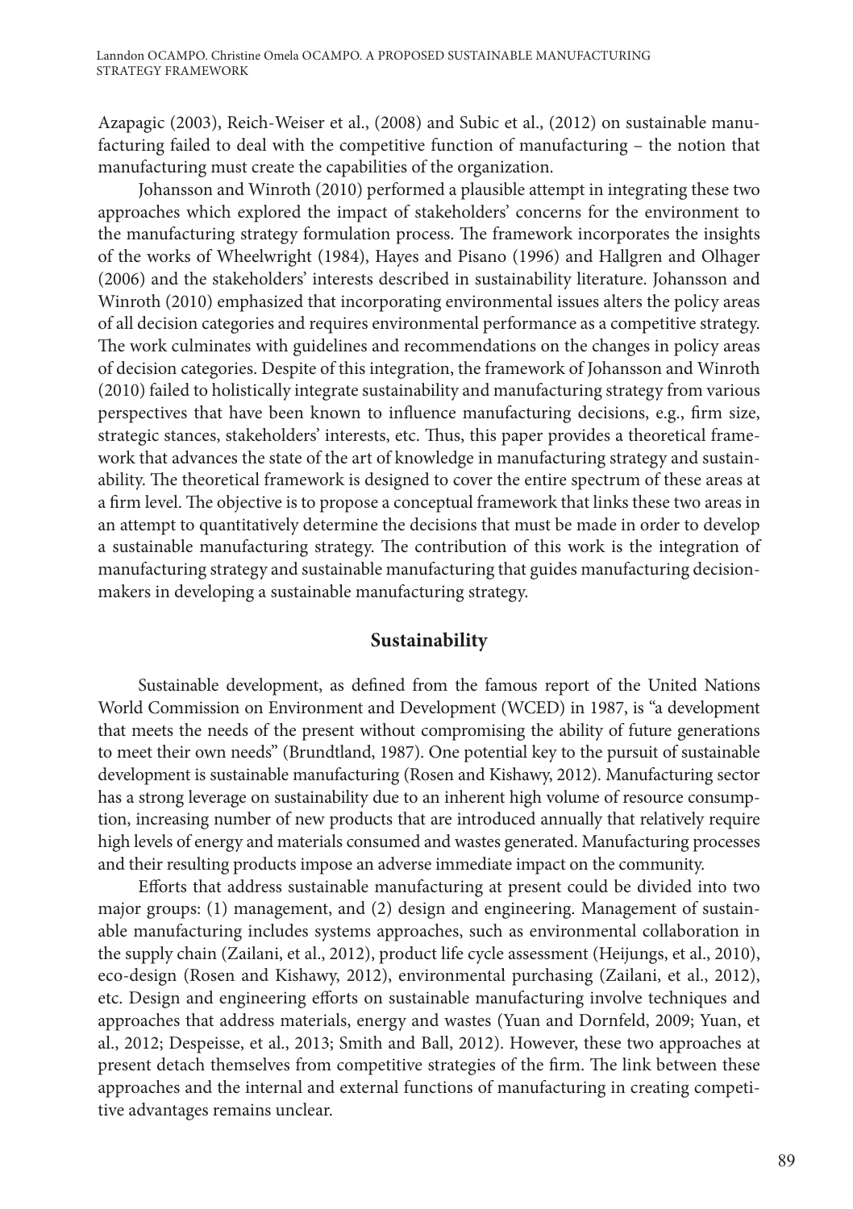Azapagic (2003), Reich-Weiser et al., (2008) and Subic et al., (2012) on sustainable manufacturing failed to deal with the competitive function of manufacturing – the notion that manufacturing must create the capabilities of the organization.

Johansson and Winroth (2010) performed a plausible attempt in integrating these two approaches which explored the impact of stakeholders' concerns for the environment to the manufacturing strategy formulation process. The framework incorporates the insights of the works of Wheelwright (1984), Hayes and Pisano (1996) and Hallgren and Olhager (2006) and the stakeholders' interests described in sustainability literature. Johansson and Winroth (2010) emphasized that incorporating environmental issues alters the policy areas of all decision categories and requires environmental performance as a competitive strategy. The work culminates with guidelines and recommendations on the changes in policy areas of decision categories. Despite of this integration, the framework of Johansson and Winroth (2010) failed to holistically integrate sustainability and manufacturing strategy from various perspectives that have been known to influence manufacturing decisions, e.g., firm size, strategic stances, stakeholders' interests, etc. Thus, this paper provides a theoretical framework that advances the state of the art of knowledge in manufacturing strategy and sustainability. The theoretical framework is designed to cover the entire spectrum of these areas at a firm level. The objective is to propose a conceptual framework that links these two areas in an attempt to quantitatively determine the decisions that must be made in order to develop a sustainable manufacturing strategy. The contribution of this work is the integration of manufacturing strategy and sustainable manufacturing that guides manufacturing decision-makers in developing a sustainable manufacturing strategy.

## Sustainability

Sustainable development, as defined from the famous report of the United Nations World Commission on Environment and Development (WCED) in 1987, is "a development that meets the needs of the present without compromising the ability of future generations to meet their own needs" (Brundtland, 1987). One potential key to the pursuit of sustainable development is sustainable manufacturing (Rosen and Kishawy, 2012). Manufacturing sector has a strong leverage on sustainability due to an inherent high volume of resource consumption, increasing number of new products that are introduced annually that relatively require high levels of energy and materials consumed and wastes generated. Manufacturing processes and their resulting products impose an adverse immediate impact on the community.

Efforts that address sustainable manufacturing at present could be divided into two major groups: (1) management, and (2) design and engineering. Management of sustainable manufacturing includes systems approaches, such as environmental collaboration in the supply chain (Zailani, et al., 2012), product life cycle assessment (Heijungs, et al., 2010), eco-design (Rosen and Kishawy, 2012), environmental purchasing (Zailani, et al., 2012), etc. Design and engineering efforts on sustainable manufacturing involve techniques and approaches that address materials, energy and wastes (Yuan and Dornfeld, 2009; Yuan, et al., 2012; Despeisse, et al., 2013; Smith and Ball, 2012). However, these two approaches at present detach themselves from competitive strategies of the firm. The link between these approaches and the internal and external functions of manufacturing in creating competitive advantages remains unclear.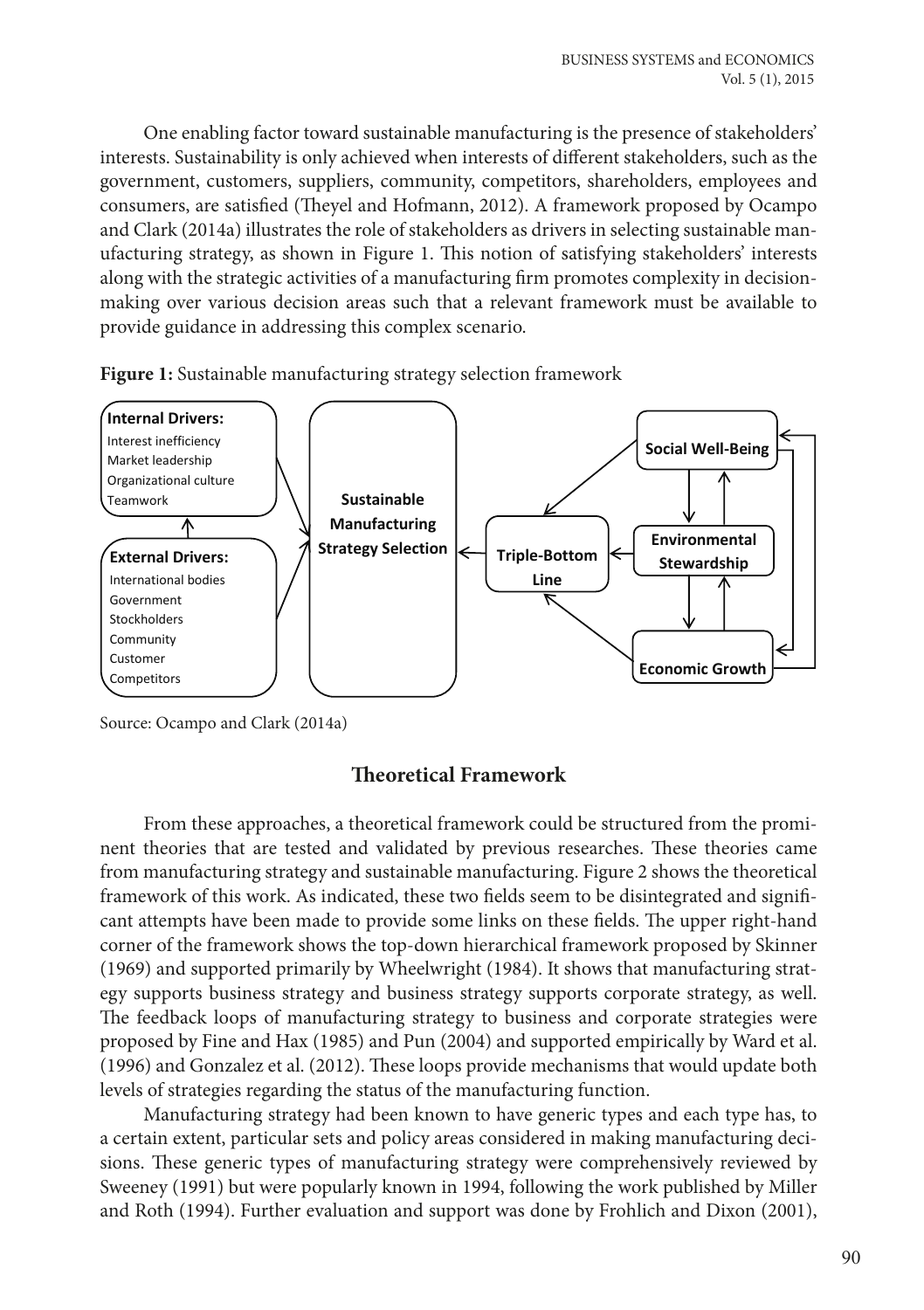One enabling factor toward sustainable manufacturing is the presence of stakeholders' interests. Sustainability is only achieved when interests of different stakeholders, such as the government, customers, suppliers, community, competitors, shareholders, employees and consumers, are satisfied (Theyel and Hofmann, 2012). A framework proposed by Ocampo and Clark (2014a) illustrates the role of stakeholders as drivers in selecting sustainable manufacturing strategy, as shown in Figure 1. This notion of satisfying stakeholders' interests along with the strategic activities of a manufacturing firm promotes complexity in decision-making over various decision areas such that a relevant framework must be available to provide guidance in addressing this complex scenario.

**Figure 1:** Sustainable manufacturing strategy selection framework

**Internal Drivers:**
Interest inefficiency
Market leadership
Organizational culture
Teamwork

**External Drivers:**
International bodies
Government
Stockholders
Community
Customer
Competitors

**Sustainable Manufacturing Strategy Selection**

**Triple-Bottom Line**

**Social Well-Being**

**Environmental Stewardship**

**Economic Growth**

Source: Ocampo and Clark (2014a)

## Theoretical Framework

From these approaches, a theoretical framework could be structured from the prominent theories that are tested and validated by previous researches. These theories came from manufacturing strategy and sustainable manufacturing. Figure 2 shows the theoretical framework of this work. As indicated, these two fields seem to be disintegrated and significant attempts have been made to provide some links on these fields. The upper right-hand corner of the framework shows the top-down hierarchical framework proposed by Skinner (1969) and supported primarily by Wheelwright (1984). It shows that manufacturing strategy supports business strategy and business strategy supports corporate strategy, as well. The feedback loops of manufacturing strategy to business and corporate strategies were proposed by Fine and Hax (1985) and Pun (2004) and supported empirically by Ward et al. (1996) and Gonzalez et al. (2012). These loops provide mechanisms that would update both levels of strategies regarding the status of the manufacturing function.

Manufacturing strategy had been known to have generic types and each type has, to a certain extent, particular sets and policy areas considered in making manufacturing decisions. These generic types of manufacturing strategy were comprehensively reviewed by Sweeney (1991) but were popularly known in 1994, following the work published by Miller and Roth (1994). Further evaluation and support was done by Frohlich and Dixon (2001),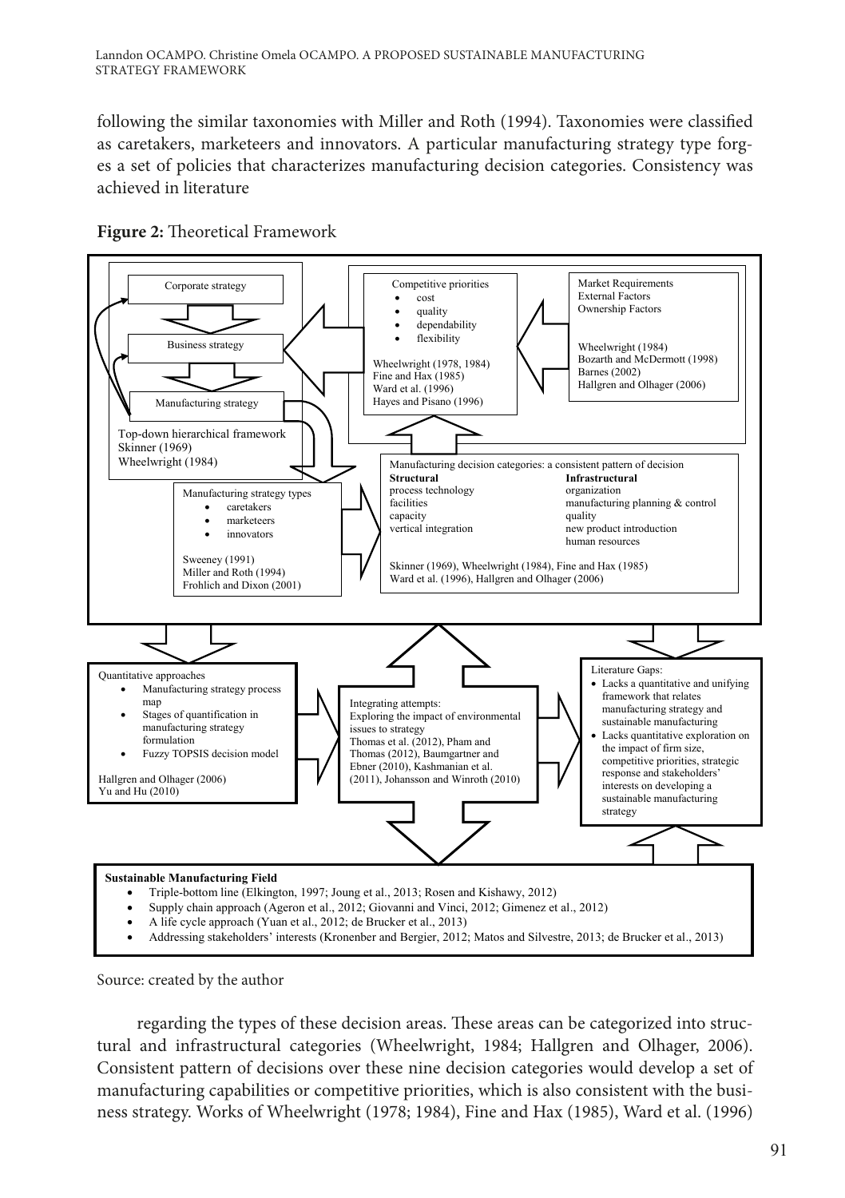following the similar taxonomies with Miller and Roth (1994). Taxonomies were classified as caretakers, marketeers and innovators. A particular manufacturing strategy type forges a set of policies that characterizes manufacturing decision categories. Consistency was achieved in literature

**Figure 2:** Theoretical Framework

Corporate strategy

Business strategy

Manufacturing strategy

Top-down hierarchical framework
Skinner (1969)
Wheelwright (1984)

Competitive priorities
- cost
- quality
- dependability
- flexibility

Wheelwright (1978, 1984)
Fine and Hax (1985)
Ward et al. (1996)
Hayes and Pisano (1996)

Market Requirements
External Factors
Ownership Factors

Wheelwright (1984)
Bozarth and McDermott (1998)
Barnes (2002)
Hallgren and Olhager (2006)

Manufacturing strategy types
- caretakers
- marketeers
- innovators

Sweeney (1991)
Miller and Roth (1994)
Frohlich and Dixon (2001)

Manufacturing decision categories: a consistent pattern of decision

| **Structural** | **Infrastructural** |
| --- | --- |
| process technology | organization |
| facilities | manufacturing planning & control |
| capacity | quality |
| vertical integration | new product introduction |
| | human resources |

Skinner (1969), Wheelwright (1984), Fine and Hax (1985)
Ward et al. (1996), Hallgren and Olhager (2006)

Quantitative approaches
- Manufacturing strategy process map
- Stages of quantification in manufacturing strategy formulation
- Fuzzy TOPSIS decision model

Hallgren and Olhager (2006)
Yu and Hu (2010)

Integrating attempts:
Exploring the impact of environmental issues to strategy
Thomas et al. (2012), Pham and Thomas (2012), Baumgartner and Ebner (2010), Kashmanian et al. (2011), Johansson and Winroth (2010)

Literature Gaps:
- Lacks a quantitative and unifying framework that relates manufacturing strategy and sustainable manufacturing
- Lacks quantitative exploration on the impact of firm size, competitive priorities, strategic response and stakeholders' interests on developing a sustainable manufacturing strategy

**Sustainable Manufacturing Field**
- Triple-bottom line (Elkington, 1997; Joung et al., 2013; Rosen and Kishawy, 2012)
- Supply chain approach (Ageron et al., 2012; Giovanni and Vinci, 2012; Gimenez et al., 2012)
- A life cycle approach (Yuan et al., 2012; de Brucker et al., 2013)
- Addressing stakeholders' interests (Kronenber and Bergier, 2012; Matos and Silvestre, 2013; de Brucker et al., 2013)

Source: created by the author

regarding the types of these decision areas. These areas can be categorized into structural and infrastructural categories (Wheelwright, 1984; Hallgren and Olhager, 2006). Consistent pattern of decisions over these nine decision categories would develop a set of manufacturing capabilities or competitive priorities, which is also consistent with the business strategy. Works of Wheelwright (1978; 1984), Fine and Hax (1985), Ward et al. (1996)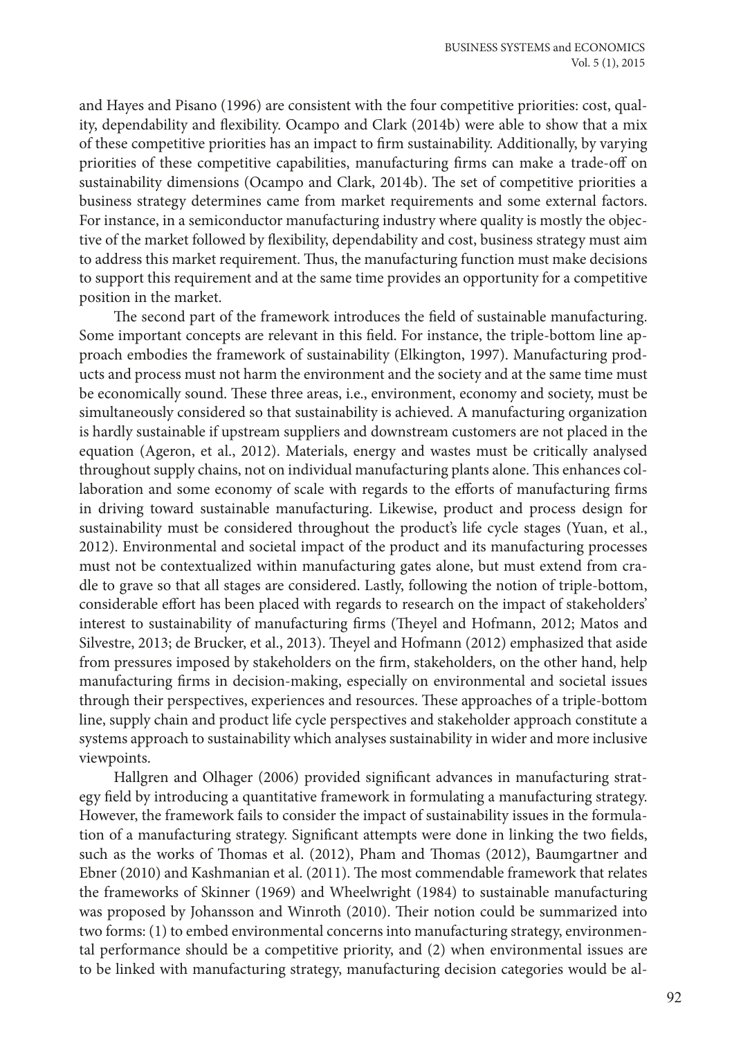and Hayes and Pisano (1996) are consistent with the four competitive priorities: cost, quality, dependability and flexibility. Ocampo and Clark (2014b) were able to show that a mix of these competitive priorities has an impact to firm sustainability. Additionally, by varying priorities of these competitive capabilities, manufacturing firms can make a trade-off on sustainability dimensions (Ocampo and Clark, 2014b). The set of competitive priorities a business strategy determines came from market requirements and some external factors. For instance, in a semiconductor manufacturing industry where quality is mostly the objective of the market followed by flexibility, dependability and cost, business strategy must aim to address this market requirement. Thus, the manufacturing function must make decisions to support this requirement and at the same time provides an opportunity for a competitive position in the market.

The second part of the framework introduces the field of sustainable manufacturing. Some important concepts are relevant in this field. For instance, the triple-bottom line approach embodies the framework of sustainability (Elkington, 1997). Manufacturing products and process must not harm the environment and the society and at the same time must be economically sound. These three areas, i.e., environment, economy and society, must be simultaneously considered so that sustainability is achieved. A manufacturing organization is hardly sustainable if upstream suppliers and downstream customers are not placed in the equation (Ageron, et al., 2012). Materials, energy and wastes must be critically analysed throughout supply chains, not on individual manufacturing plants alone. This enhances collaboration and some economy of scale with regards to the efforts of manufacturing firms in driving toward sustainable manufacturing. Likewise, product and process design for sustainability must be considered throughout the product's life cycle stages (Yuan, et al., 2012). Environmental and societal impact of the product and its manufacturing processes must not be contextualized within manufacturing gates alone, but must extend from cradle to grave so that all stages are considered. Lastly, following the notion of triple-bottom, considerable effort has been placed with regards to research on the impact of stakeholders' interest to sustainability of manufacturing firms (Theyel and Hofmann, 2012; Matos and Silvestre, 2013; de Brucker, et al., 2013). Theyel and Hofmann (2012) emphasized that aside from pressures imposed by stakeholders on the firm, stakeholders, on the other hand, help manufacturing firms in decision-making, especially on environmental and societal issues through their perspectives, experiences and resources. These approaches of a triple-bottom line, supply chain and product life cycle perspectives and stakeholder approach constitute a systems approach to sustainability which analyses sustainability in wider and more inclusive viewpoints.

Hallgren and Olhager (2006) provided significant advances in manufacturing strategy field by introducing a quantitative framework in formulating a manufacturing strategy. However, the framework fails to consider the impact of sustainability issues in the formulation of a manufacturing strategy. Significant attempts were done in linking the two fields, such as the works of Thomas et al. (2012), Pham and Thomas (2012), Baumgartner and Ebner (2010) and Kashmanian et al. (2011). The most commendable framework that relates the frameworks of Skinner (1969) and Wheelwright (1984) to sustainable manufacturing was proposed by Johansson and Winroth (2010). Their notion could be summarized into two forms: (1) to embed environmental concerns into manufacturing strategy, environmental performance should be a competitive priority, and (2) when environmental issues are to be linked with manufacturing strategy, manufacturing decision categories would be al-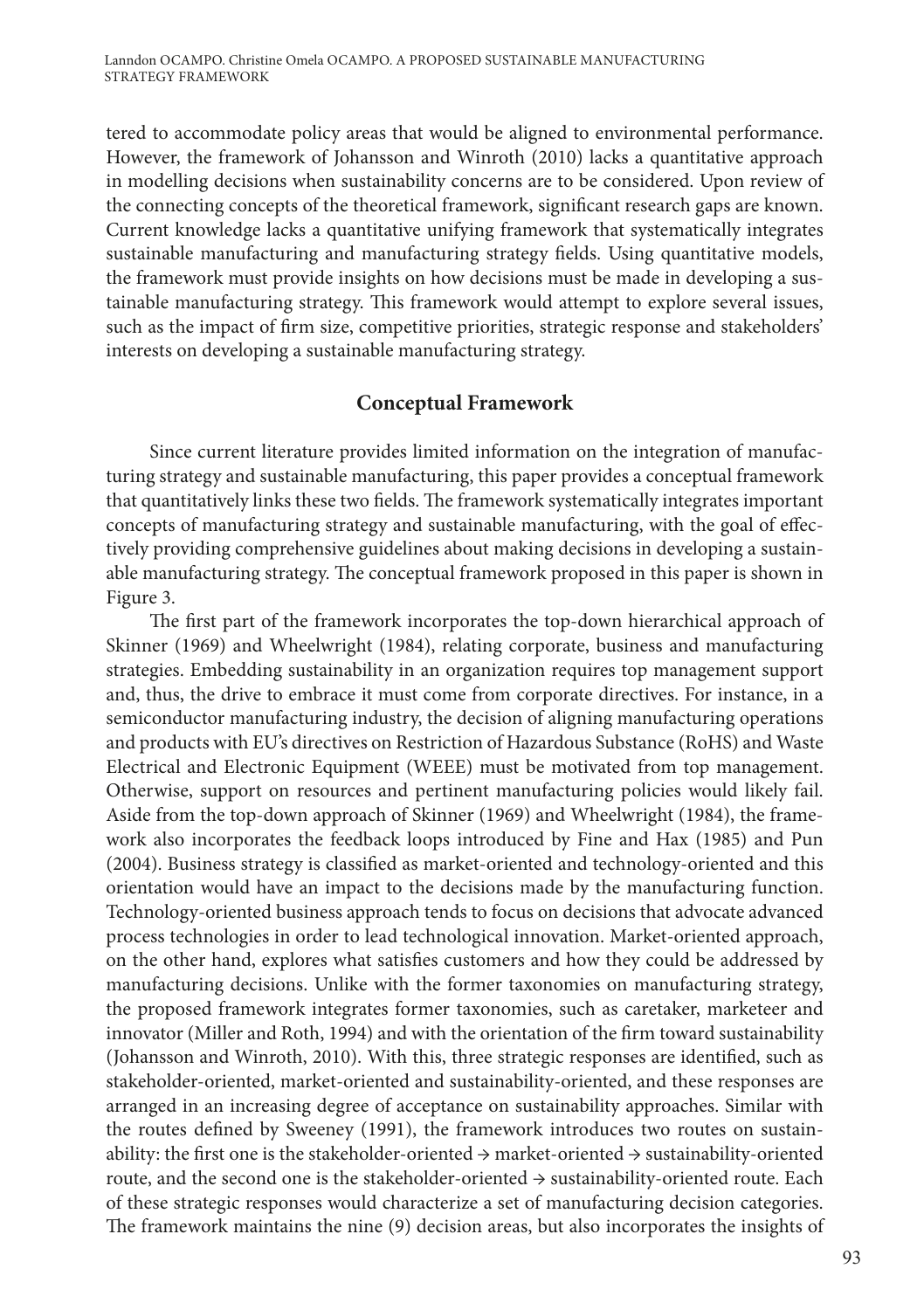tered to accommodate policy areas that would be aligned to environmental performance. However, the framework of Johansson and Winroth (2010) lacks a quantitative approach in modelling decisions when sustainability concerns are to be considered. Upon review of the connecting concepts of the theoretical framework, significant research gaps are known. Current knowledge lacks a quantitative unifying framework that systematically integrates sustainable manufacturing and manufacturing strategy fields. Using quantitative models, the framework must provide insights on how decisions must be made in developing a sustainable manufacturing strategy. This framework would attempt to explore several issues, such as the impact of firm size, competitive priorities, strategic response and stakeholders' interests on developing a sustainable manufacturing strategy.

## Conceptual Framework

Since current literature provides limited information on the integration of manufacturing strategy and sustainable manufacturing, this paper provides a conceptual framework that quantitatively links these two fields. The framework systematically integrates important concepts of manufacturing strategy and sustainable manufacturing, with the goal of effectively providing comprehensive guidelines about making decisions in developing a sustainable manufacturing strategy. The conceptual framework proposed in this paper is shown in Figure 3.

The first part of the framework incorporates the top-down hierarchical approach of Skinner (1969) and Wheelwright (1984), relating corporate, business and manufacturing strategies. Embedding sustainability in an organization requires top management support and, thus, the drive to embrace it must come from corporate directives. For instance, in a semiconductor manufacturing industry, the decision of aligning manufacturing operations and products with EU's directives on Restriction of Hazardous Substance (RoHS) and Waste Electrical and Electronic Equipment (WEEE) must be motivated from top management. Otherwise, support on resources and pertinent manufacturing policies would likely fail. Aside from the top-down approach of Skinner (1969) and Wheelwright (1984), the framework also incorporates the feedback loops introduced by Fine and Hax (1985) and Pun (2004). Business strategy is classified as market-oriented and technology-oriented and this orientation would have an impact to the decisions made by the manufacturing function. Technology-oriented business approach tends to focus on decisions that advocate advanced process technologies in order to lead technological innovation. Market-oriented approach, on the other hand, explores what satisfies customers and how they could be addressed by manufacturing decisions. Unlike with the former taxonomies on manufacturing strategy, the proposed framework integrates former taxonomies, such as caretaker, marketeer and innovator (Miller and Roth, 1994) and with the orientation of the firm toward sustainability (Johansson and Winroth, 2010). With this, three strategic responses are identified, such as stakeholder-oriented, market-oriented and sustainability-oriented, and these responses are arranged in an increasing degree of acceptance on sustainability approaches. Similar with the routes defined by Sweeney (1991), the framework introduces two routes on sustainability: the first one is the stakeholder-oriented → market-oriented → sustainability-oriented route, and the second one is the stakeholder-oriented → sustainability-oriented route. Each of these strategic responses would characterize a set of manufacturing decision categories. The framework maintains the nine (9) decision areas, but also incorporates the insights of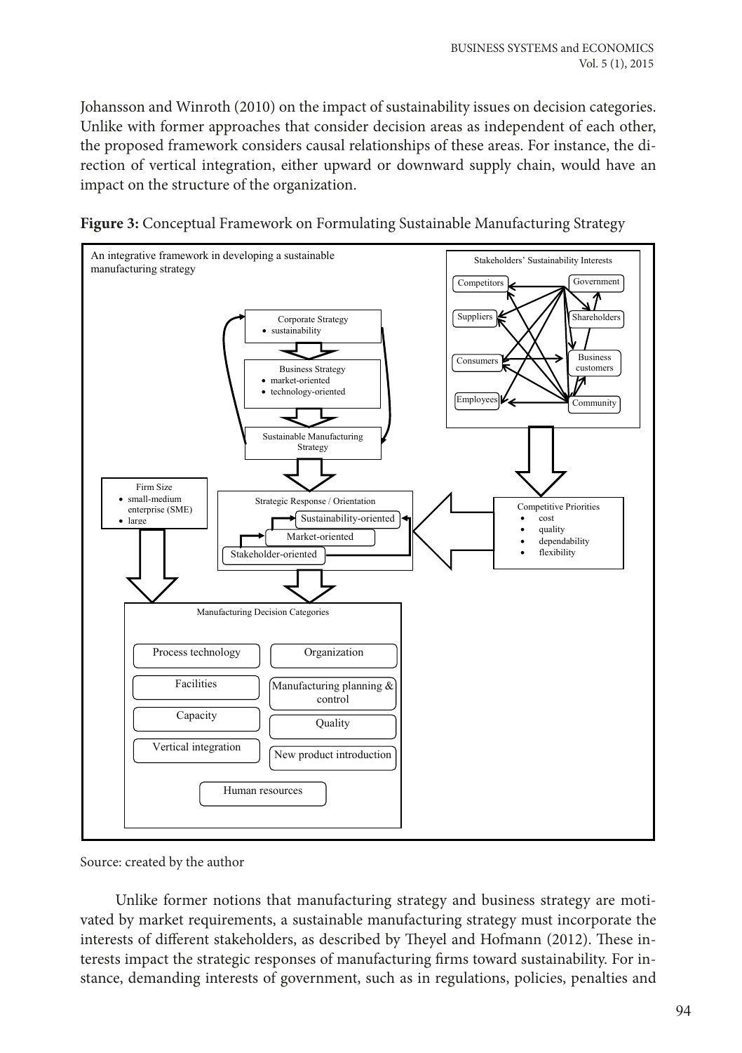Johansson and Winroth (2010) on the impact of sustainability issues on decision categories. Unlike with former approaches that consider decision areas as independent of each other, the proposed framework considers causal relationships of these areas. For instance, the direction of vertical integration, either upward or downward supply chain, would have an impact on the structure of the organization.

**Figure 3:** Conceptual Framework on Formulating Sustainable Manufacturing Strategy

An integrative framework in developing a sustainable manufacturing strategy

Stakeholders' Sustainability Interests: Competitors, Government, Suppliers, Shareholders, Consumers, Business customers, Employees, Community

Corporate Strategy
- sustainability

Business Strategy
- market-oriented
- technology-oriented

Sustainable Manufacturing Strategy

Firm Size
- small-medium enterprise (SME)
- large

Strategic Response / Orientation: Sustainability-oriented, Market-oriented, Stakeholder-oriented

Competitive Priorities
- cost
- quality
- dependability
- flexibility

Manufacturing Decision Categories: Process technology, Organization, Facilities, Manufacturing planning & control, Capacity, Quality, Vertical integration, New product introduction, Human resources

Source: created by the author

Unlike former notions that manufacturing strategy and business strategy are motivated by market requirements, a sustainable manufacturing strategy must incorporate the interests of different stakeholders, as described by Theyel and Hofmann (2012). These interests impact the strategic responses of manufacturing firms toward sustainability. For instance, demanding interests of government, such as in regulations, policies, penalties and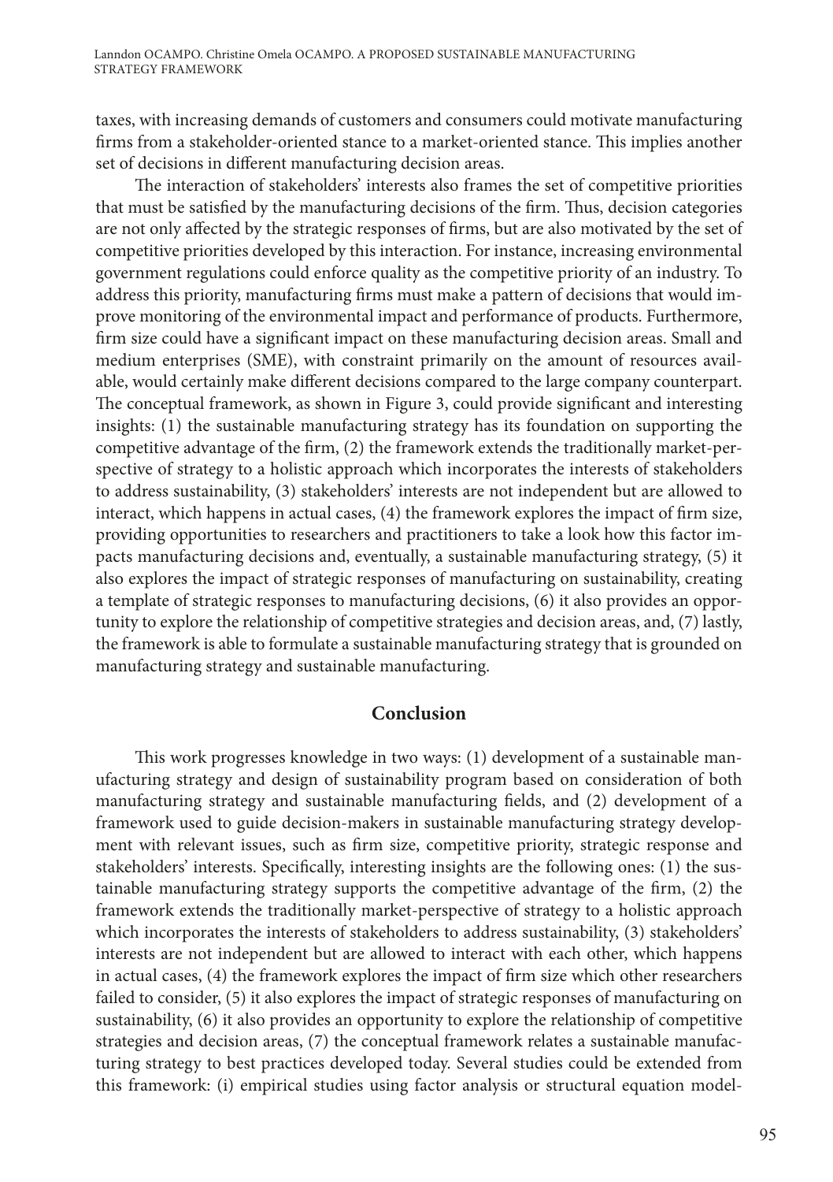taxes, with increasing demands of customers and consumers could motivate manufacturing firms from a stakeholder-oriented stance to a market-oriented stance. This implies another set of decisions in different manufacturing decision areas.

The interaction of stakeholders' interests also frames the set of competitive priorities that must be satisfied by the manufacturing decisions of the firm. Thus, decision categories are not only affected by the strategic responses of firms, but are also motivated by the set of competitive priorities developed by this interaction. For instance, increasing environmental government regulations could enforce quality as the competitive priority of an industry. To address this priority, manufacturing firms must make a pattern of decisions that would improve monitoring of the environmental impact and performance of products. Furthermore, firm size could have a significant impact on these manufacturing decision areas. Small and medium enterprises (SME), with constraint primarily on the amount of resources available, would certainly make different decisions compared to the large company counterpart. The conceptual framework, as shown in Figure 3, could provide significant and interesting insights: (1) the sustainable manufacturing strategy has its foundation on supporting the competitive advantage of the firm, (2) the framework extends the traditionally market-perspective of strategy to a holistic approach which incorporates the interests of stakeholders to address sustainability, (3) stakeholders' interests are not independent but are allowed to interact, which happens in actual cases, (4) the framework explores the impact of firm size, providing opportunities to researchers and practitioners to take a look how this factor impacts manufacturing decisions and, eventually, a sustainable manufacturing strategy, (5) it also explores the impact of strategic responses of manufacturing on sustainability, creating a template of strategic responses to manufacturing decisions, (6) it also provides an opportunity to explore the relationship of competitive strategies and decision areas, and, (7) lastly, the framework is able to formulate a sustainable manufacturing strategy that is grounded on manufacturing strategy and sustainable manufacturing.

## Conclusion

This work progresses knowledge in two ways: (1) development of a sustainable manufacturing strategy and design of sustainability program based on consideration of both manufacturing strategy and sustainable manufacturing fields, and (2) development of a framework used to guide decision-makers in sustainable manufacturing strategy development with relevant issues, such as firm size, competitive priority, strategic response and stakeholders' interests. Specifically, interesting insights are the following ones: (1) the sustainable manufacturing strategy supports the competitive advantage of the firm, (2) the framework extends the traditionally market-perspective of strategy to a holistic approach which incorporates the interests of stakeholders to address sustainability, (3) stakeholders' interests are not independent but are allowed to interact with each other, which happens in actual cases, (4) the framework explores the impact of firm size which other researchers failed to consider, (5) it also explores the impact of strategic responses of manufacturing on sustainability, (6) it also provides an opportunity to explore the relationship of competitive strategies and decision areas, (7) the conceptual framework relates a sustainable manufacturing strategy to best practices developed today. Several studies could be extended from this framework: (i) empirical studies using factor analysis or structural equation model-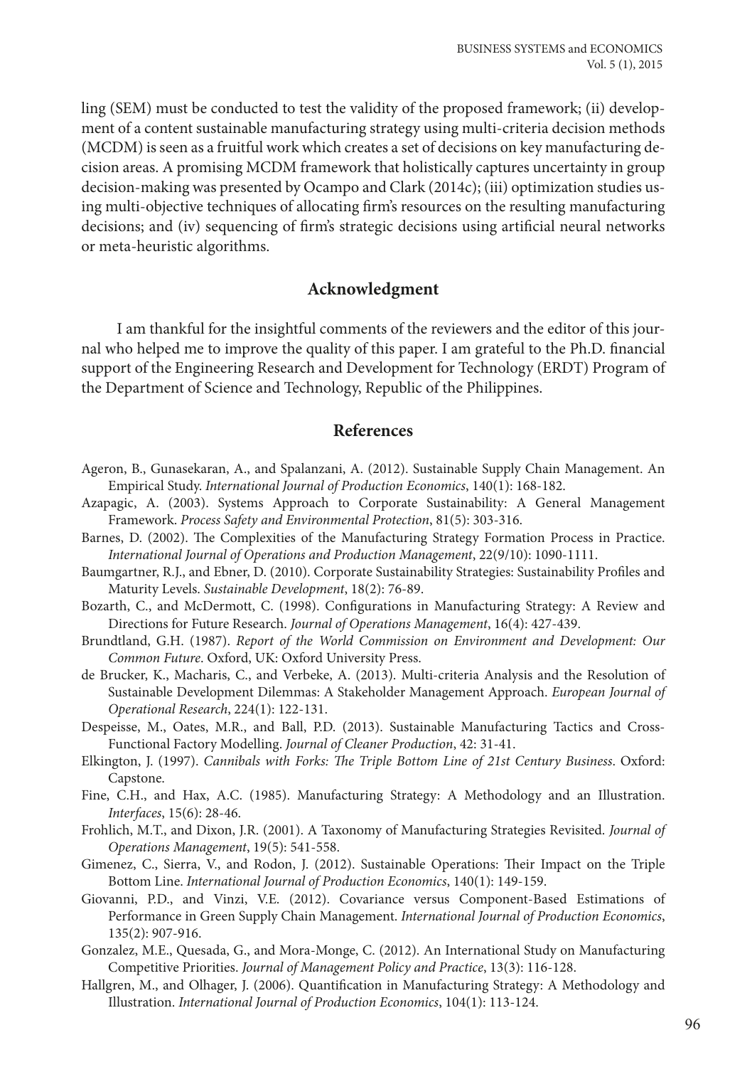ling (SEM) must be conducted to test the validity of the proposed framework; (ii) development of a content sustainable manufacturing strategy using multi-criteria decision methods (MCDM) is seen as a fruitful work which creates a set of decisions on key manufacturing decision areas. A promising MCDM framework that holistically captures uncertainty in group decision-making was presented by Ocampo and Clark (2014c); (iii) optimization studies using multi-objective techniques of allocating firm's resources on the resulting manufacturing decisions; and (iv) sequencing of firm's strategic decisions using artificial neural networks or meta-heuristic algorithms.

## Acknowledgment

I am thankful for the insightful comments of the reviewers and the editor of this journal who helped me to improve the quality of this paper. I am grateful to the Ph.D. financial support of the Engineering Research and Development for Technology (ERDT) Program of the Department of Science and Technology, Republic of the Philippines.

## References

Ageron, B., Gunasekaran, A., and Spalanzani, A. (2012). Sustainable Supply Chain Management. An Empirical Study. *International Journal of Production Economics*, 140(1): 168-182.

Azapagic, A. (2003). Systems Approach to Corporate Sustainability: A General Management Framework. *Process Safety and Environmental Protection*, 81(5): 303-316.

Barnes, D. (2002). The Complexities of the Manufacturing Strategy Formation Process in Practice. *International Journal of Operations and Production Management*, 22(9/10): 1090-1111.

Baumgartner, R.J., and Ebner, D. (2010). Corporate Sustainability Strategies: Sustainability Profiles and Maturity Levels. *Sustainable Development*, 18(2): 76-89.

Bozarth, C., and McDermott, C. (1998). Configurations in Manufacturing Strategy: A Review and Directions for Future Research. *Journal of Operations Management*, 16(4): 427-439.

Brundtland, G.H. (1987). *Report of the World Commission on Environment and Development: Our Common Future*. Oxford, UK: Oxford University Press.

de Brucker, K., Macharis, C., and Verbeke, A. (2013). Multi-criteria Analysis and the Resolution of Sustainable Development Dilemmas: A Stakeholder Management Approach. *European Journal of Operational Research*, 224(1): 122-131.

Despeisse, M., Oates, M.R., and Ball, P.D. (2013). Sustainable Manufacturing Tactics and Cross-Functional Factory Modelling. *Journal of Cleaner Production*, 42: 31-41.

Elkington, J. (1997). *Cannibals with Forks: The Triple Bottom Line of 21st Century Business*. Oxford: Capstone.

Fine, C.H., and Hax, A.C. (1985). Manufacturing Strategy: A Methodology and an Illustration. *Interfaces*, 15(6): 28-46.

Frohlich, M.T., and Dixon, J.R. (2001). A Taxonomy of Manufacturing Strategies Revisited. *Journal of Operations Management*, 19(5): 541-558.

Gimenez, C., Sierra, V., and Rodon, J. (2012). Sustainable Operations: Their Impact on the Triple Bottom Line. *International Journal of Production Economics*, 140(1): 149-159.

Giovanni, P.D., and Vinzi, V.E. (2012). Covariance versus Component-Based Estimations of Performance in Green Supply Chain Management. *International Journal of Production Economics*, 135(2): 907-916.

Gonzalez, M.E., Quesada, G., and Mora-Monge, C. (2012). An International Study on Manufacturing Competitive Priorities. *Journal of Management Policy and Practice*, 13(3): 116-128.

Hallgren, M., and Olhager, J. (2006). Quantification in Manufacturing Strategy: A Methodology and Illustration. *International Journal of Production Economics*, 104(1): 113-124.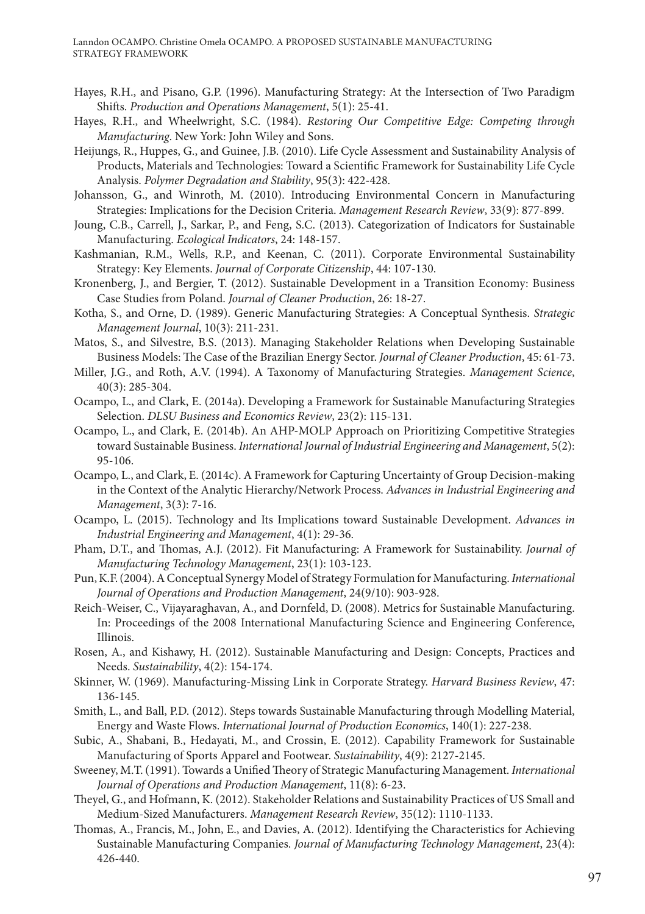Hayes, R.H., and Pisano, G.P. (1996). Manufacturing Strategy: At the Intersection of Two Paradigm Shifts. *Production and Operations Management*, 5(1): 25-41.

Hayes, R.H., and Wheelwright, S.C. (1984). *Restoring Our Competitive Edge: Competing through Manufacturing*. New York: John Wiley and Sons.

Heijungs, R., Huppes, G., and Guinee, J.B. (2010). Life Cycle Assessment and Sustainability Analysis of Products, Materials and Technologies: Toward a Scientific Framework for Sustainability Life Cycle Analysis. *Polymer Degradation and Stability*, 95(3): 422-428.

Johansson, G., and Winroth, M. (2010). Introducing Environmental Concern in Manufacturing Strategies: Implications for the Decision Criteria. *Management Research Review*, 33(9): 877-899.

Joung, C.B., Carrell, J., Sarkar, P., and Feng, S.C. (2013). Categorization of Indicators for Sustainable Manufacturing. *Ecological Indicators*, 24: 148-157.

Kashmanian, R.M., Wells, R.P., and Keenan, C. (2011). Corporate Environmental Sustainability Strategy: Key Elements. *Journal of Corporate Citizenship*, 44: 107-130.

Kronenberg, J., and Bergier, T. (2012). Sustainable Development in a Transition Economy: Business Case Studies from Poland. *Journal of Cleaner Production*, 26: 18-27.

Kotha, S., and Orne, D. (1989). Generic Manufacturing Strategies: A Conceptual Synthesis. *Strategic Management Journal*, 10(3): 211-231.

Matos, S., and Silvestre, B.S. (2013). Managing Stakeholder Relations when Developing Sustainable Business Models: The Case of the Brazilian Energy Sector. *Journal of Cleaner Production*, 45: 61-73.

Miller, J.G., and Roth, A.V. (1994). A Taxonomy of Manufacturing Strategies. *Management Science*, 40(3): 285-304.

Ocampo, L., and Clark, E. (2014a). Developing a Framework for Sustainable Manufacturing Strategies Selection. *DLSU Business and Economics Review*, 23(2): 115-131.

Ocampo, L., and Clark, E. (2014b). An AHP-MOLP Approach on Prioritizing Competitive Strategies toward Sustainable Business. *International Journal of Industrial Engineering and Management*, 5(2): 95-106.

Ocampo, L., and Clark, E. (2014c). A Framework for Capturing Uncertainty of Group Decision-making in the Context of the Analytic Hierarchy/Network Process. *Advances in Industrial Engineering and Management*, 3(3): 7-16.

Ocampo, L. (2015). Technology and Its Implications toward Sustainable Development. *Advances in Industrial Engineering and Management*, 4(1): 29-36.

Pham, D.T., and Thomas, A.J. (2012). Fit Manufacturing: A Framework for Sustainability. *Journal of Manufacturing Technology Management*, 23(1): 103-123.

Pun, K.F. (2004). A Conceptual Synergy Model of Strategy Formulation for Manufacturing. *International Journal of Operations and Production Management*, 24(9/10): 903-928.

Reich-Weiser, C., Vijayaraghavan, A., and Dornfeld, D. (2008). Metrics for Sustainable Manufacturing. In: Proceedings of the 2008 International Manufacturing Science and Engineering Conference, Illinois.

Rosen, A., and Kishawy, H. (2012). Sustainable Manufacturing and Design: Concepts, Practices and Needs. *Sustainability*, 4(2): 154-174.

Skinner, W. (1969). Manufacturing-Missing Link in Corporate Strategy. *Harvard Business Review*, 47: 136-145.

Smith, L., and Ball, P.D. (2012). Steps towards Sustainable Manufacturing through Modelling Material, Energy and Waste Flows. *International Journal of Production Economics*, 140(1): 227-238.

Subic, A., Shabani, B., Hedayati, M., and Crossin, E. (2012). Capability Framework for Sustainable Manufacturing of Sports Apparel and Footwear. *Sustainability*, 4(9): 2127-2145.

Sweeney, M.T. (1991). Towards a Unified Theory of Strategic Manufacturing Management. *International Journal of Operations and Production Management*, 11(8): 6-23.

Theyel, G., and Hofmann, K. (2012). Stakeholder Relations and Sustainability Practices of US Small and Medium-Sized Manufacturers. *Management Research Review*, 35(12): 1110-1133.

Thomas, A., Francis, M., John, E., and Davies, A. (2012). Identifying the Characteristics for Achieving Sustainable Manufacturing Companies. *Journal of Manufacturing Technology Management*, 23(4): 426-440.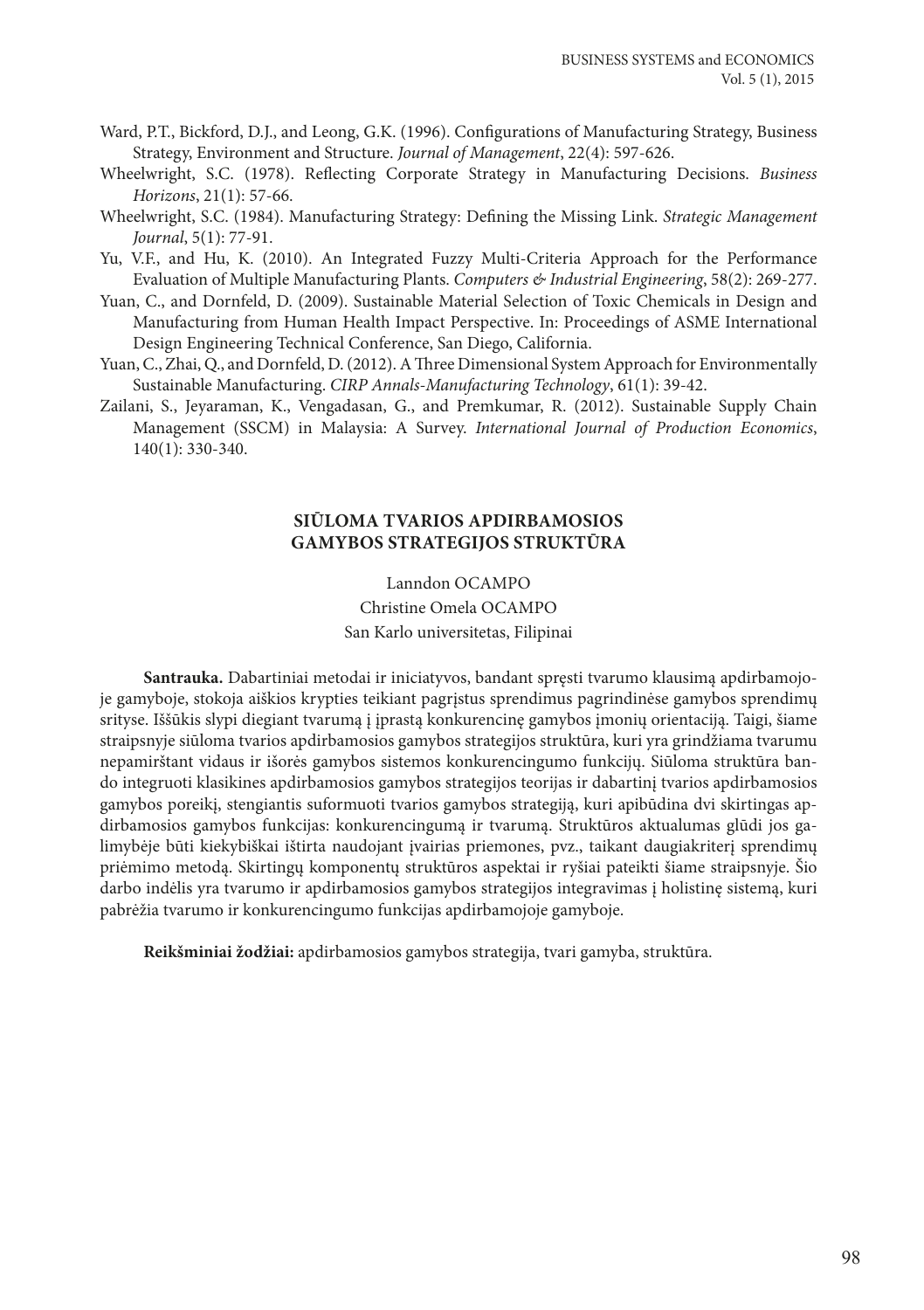Ward, P.T., Bickford, D.J., and Leong, G.K. (1996). Configurations of Manufacturing Strategy, Business Strategy, Environment and Structure. *Journal of Management*, 22(4): 597-626.

Wheelwright, S.C. (1978). Reflecting Corporate Strategy in Manufacturing Decisions. *Business Horizons*, 21(1): 57-66.

Wheelwright, S.C. (1984). Manufacturing Strategy: Defining the Missing Link. *Strategic Management Journal*, 5(1): 77-91.

Yu, V.F., and Hu, K. (2010). An Integrated Fuzzy Multi-Criteria Approach for the Performance Evaluation of Multiple Manufacturing Plants. *Computers & Industrial Engineering*, 58(2): 269-277.

Yuan, C., and Dornfeld, D. (2009). Sustainable Material Selection of Toxic Chemicals in Design and Manufacturing from Human Health Impact Perspective. In: Proceedings of ASME International Design Engineering Technical Conference, San Diego, California.

Yuan, C., Zhai, Q., and Dornfeld, D. (2012). A Three Dimensional System Approach for Environmentally Sustainable Manufacturing. *CIRP Annals-Manufacturing Technology*, 61(1): 39-42.

Zailani, S., Jeyaraman, K., Vengadasan, G., and Premkumar, R. (2012). Sustainable Supply Chain Management (SSCM) in Malaysia: A Survey. *International Journal of Production Economics*, 140(1): 330-340.

## SIŪLOMA TVARIOS APDIRBAMOSIOS GAMYBOS STRATEGIJOS STRUKTŪRA

Lanndon OCAMPO
Christine Omela OCAMPO
San Karlo universitetas, Filipinai

**Santrauka.** Dabartiniai metodai ir iniciatyvos, bandant spręsti tvarumo klausimą apdirbamojoje gamyboje, stokoja aiškios krypties teikiant pagrįstus sprendimus pagrindinėse gamybos sprendimų srityse. Iššūkis slypi diegiant tvarumą į įprastą konkurencinę gamybos įmonių orientaciją. Taigi, šiame straipsnyje siūloma tvarios apdirbamosios gamybos strategijos struktūra, kuri yra grindžiama tvarumu nepamirštant vidaus ir išorės gamybos sistemos konkurencingumo funkcijų. Siūloma struktūra bando integruoti klasikines apdirbamosios gamybos strategijos teorijas ir dabartinį tvarios apdirbamosios gamybos poreikį, stengiantis suformuoti tvarios gamybos strategiją, kuri apibūdina dvi skirtingas apdirbamosios gamybos funkcijas: konkurencingumą ir tvarumą. Struktūros aktualumas glūdi jos galimybėje būti kiekybiškai ištirta naudojant įvairias priemones, pvz., taikant daugiakriterį sprendimų priėmimo metodą. Skirtingų komponentų struktūros aspektai ir ryšiai pateikti šiame straipsnyje. Šio darbo indėlis yra tvarumo ir apdirbamosios gamybos strategijos integravimas į holistinę sistemą, kuri pabrėžia tvarumo ir konkurencingumo funkcijas apdirbamojoje gamyboje.

**Reikšminiai žodžiai:** apdirbamosios gamybos strategija, tvari gamyba, struktūra.